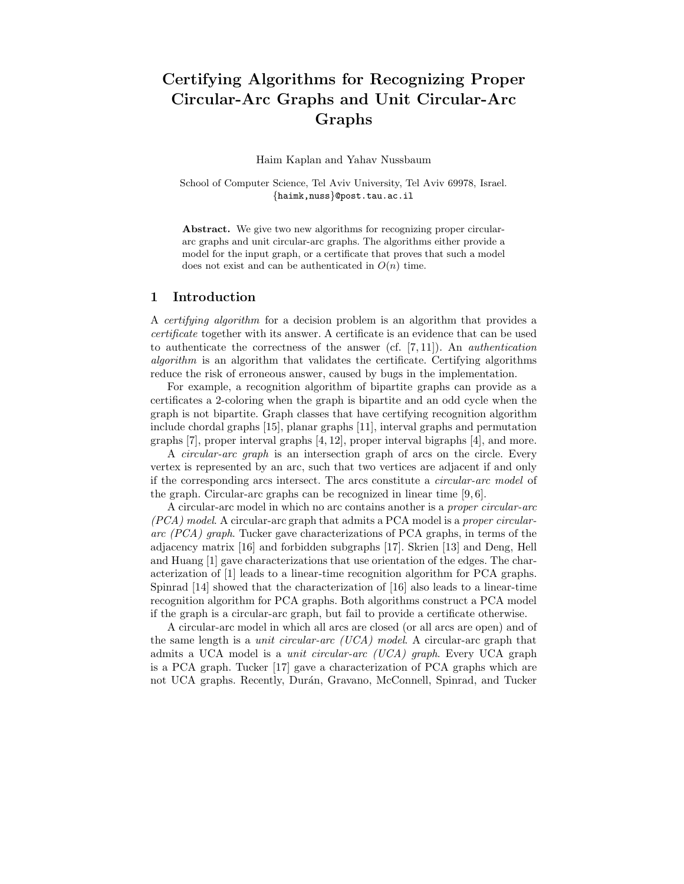# Certifying Algorithms for Recognizing Proper Circular-Arc Graphs and Unit Circular-Arc Graphs

Haim Kaplan and Yahav Nussbaum

School of Computer Science, Tel Aviv University, Tel Aviv 69978, Israel.
{haimk,nuss}@post.tau.ac.il

**Abstract.** We give two new algorithms for recognizing proper circular-arc graphs and unit circular-arc graphs. The algorithms either provide a model for the input graph, or a certificate that proves that such a model does not exist and can be authenticated in $O(n)$ time.

## 1 Introduction

A *certifying algorithm* for a decision problem is an algorithm that provides a *certificate* together with its answer. A certificate is an evidence that can be used to authenticate the correctness of the answer (cf. [7, 11]). An *authentication algorithm* is an algorithm that validates the certificate. Certifying algorithms reduce the risk of erroneous answer, caused by bugs in the implementation.

For example, a recognition algorithm of bipartite graphs can provide as a certificates a 2-coloring when the graph is bipartite and an odd cycle when the graph is not bipartite. Graph classes that have certifying recognition algorithm include chordal graphs [15], planar graphs [11], interval graphs and permutation graphs [7], proper interval graphs [4, 12], proper interval bigraphs [4], and more.

A *circular-arc graph* is an intersection graph of arcs on the circle. Every vertex is represented by an arc, such that two vertices are adjacent if and only if the corresponding arcs intersect. The arcs constitute a *circular-arc model* of the graph. Circular-arc graphs can be recognized in linear time [9, 6].

A circular-arc model in which no arc contains another is a *proper circular-arc (PCA) model*. A circular-arc graph that admits a PCA model is a *proper circular-arc (PCA) graph*. Tucker gave characterizations of PCA graphs, in terms of the adjacency matrix [16] and forbidden subgraphs [17]. Skrien [13] and Deng, Hell and Huang [1] gave characterizations that use orientation of the edges. The characterization of [1] leads to a linear-time recognition algorithm for PCA graphs. Spinrad [14] showed that the characterization of [16] also leads to a linear-time recognition algorithm for PCA graphs. Both algorithms construct a PCA model if the graph is a circular-arc graph, but fail to provide a certificate otherwise.

A circular-arc model in which all arcs are closed (or all arcs are open) and of the same length is a *unit circular-arc (UCA) model*. A circular-arc graph that admits a UCA model is a *unit circular-arc (UCA) graph*. Every UCA graph is a PCA graph. Tucker [17] gave a characterization of PCA graphs which are not UCA graphs. Recently, Durán, Gravano, McConnell, Spinrad, and Tucker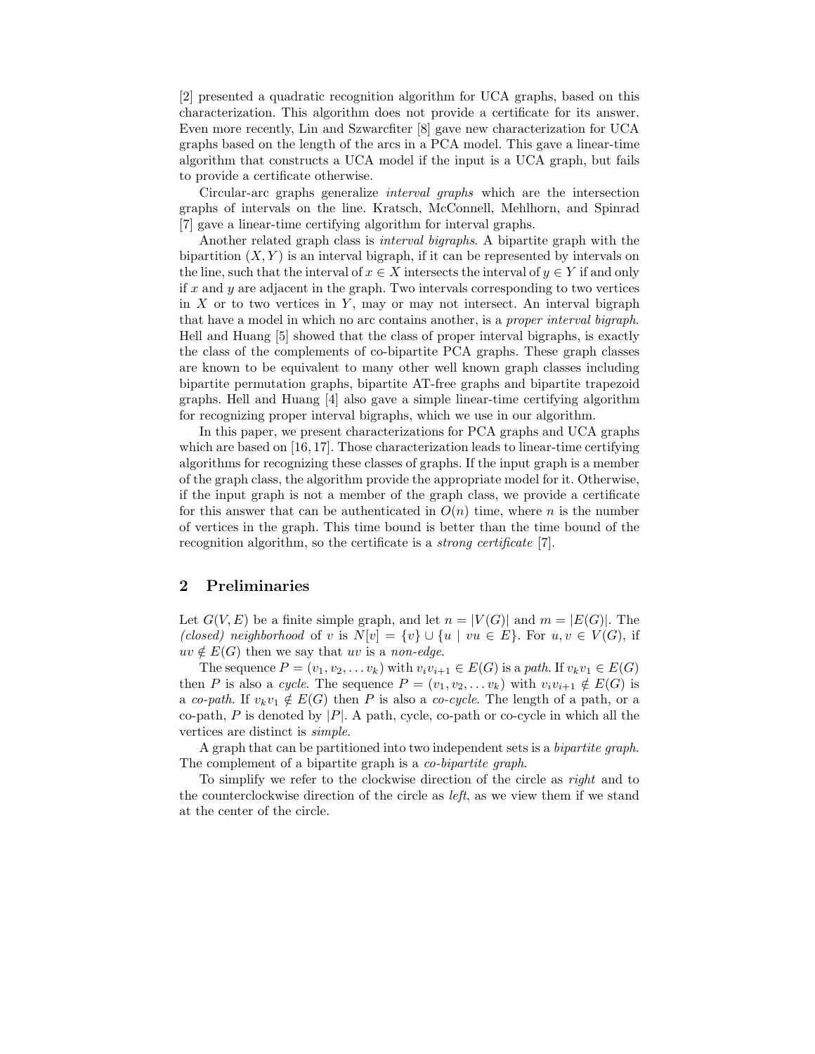[2] presented a quadratic recognition algorithm for UCA graphs, based on this characterization. This algorithm does not provide a certificate for its answer. Even more recently, Lin and Szwarcfiter [8] gave new characterization for UCA graphs based on the length of the arcs in a PCA model. This gave a linear-time algorithm that constructs a UCA model if the input is a UCA graph, but fails to provide a certificate otherwise.

Circular-arc graphs generalize *interval graphs* which are the intersection graphs of intervals on the line. Kratsch, McConnell, Mehlhorn, and Spinrad [7] gave a linear-time certifying algorithm for interval graphs.

Another related graph class is *interval bigraphs*. A bipartite graph with the bipartition $(X, Y)$ is an interval bigraph, if it can be represented by intervals on the line, such that the interval of $x \in X$ intersects the interval of $y \in Y$ if and only if $x$ and $y$ are adjacent in the graph. Two intervals corresponding to two vertices in $X$ or to two vertices in $Y$, may or may not intersect. An interval bigraph that have a model in which no arc contains another, is a *proper interval bigraph*. Hell and Huang [5] showed that the class of proper interval bigraphs, is exactly the class of the complements of co-bipartite PCA graphs. These graph classes are known to be equivalent to many other well known graph classes including bipartite permutation graphs, bipartite AT-free graphs and bipartite trapezoid graphs. Hell and Huang [4] also gave a simple linear-time certifying algorithm for recognizing proper interval bigraphs, which we use in our algorithm.

In this paper, we present characterizations for PCA graphs and UCA graphs which are based on [16, 17]. Those characterization leads to linear-time certifying algorithms for recognizing these classes of graphs. If the input graph is a member of the graph class, the algorithm provide the appropriate model for it. Otherwise, if the input graph is not a member of the graph class, we provide a certificate for this answer that can be authenticated in $O(n)$ time, where $n$ is the number of vertices in the graph. This time bound is better than the time bound of the recognition algorithm, so the certificate is a *strong certificate* [7].

## 2 Preliminaries

Let $G(V, E)$ be a finite simple graph, and let $n = |V(G)|$ and $m = |E(G)|$. The *(closed) neighborhood* of $v$ is $N[v] = \{v\} \cup \{u \mid vu \in E\}$. For $u, v \in V(G)$, if $uv \notin E(G)$ then we say that $uv$ is a *non-edge*.

The sequence $P = (v_1, v_2, \ldots v_k)$ with $v_i v_{i+1} \in E(G)$ is a *path*. If $v_k v_1 \in E(G)$ then $P$ is also a *cycle*. The sequence $P = (v_1, v_2, \ldots v_k)$ with $v_i v_{i+1} \notin E(G)$ is a *co-path*. If $v_k v_1 \notin E(G)$ then $P$ is also a *co-cycle*. The length of a path, or a co-path, $P$ is denoted by $|P|$. A path, cycle, co-path or co-cycle in which all the vertices are distinct is *simple*.

A graph that can be partitioned into two independent sets is a *bipartite graph*. The complement of a bipartite graph is a *co-bipartite graph*.

To simplify we refer to the clockwise direction of the circle as *right* and to the counterclockwise direction of the circle as *left*, as we view them if we stand at the center of the circle.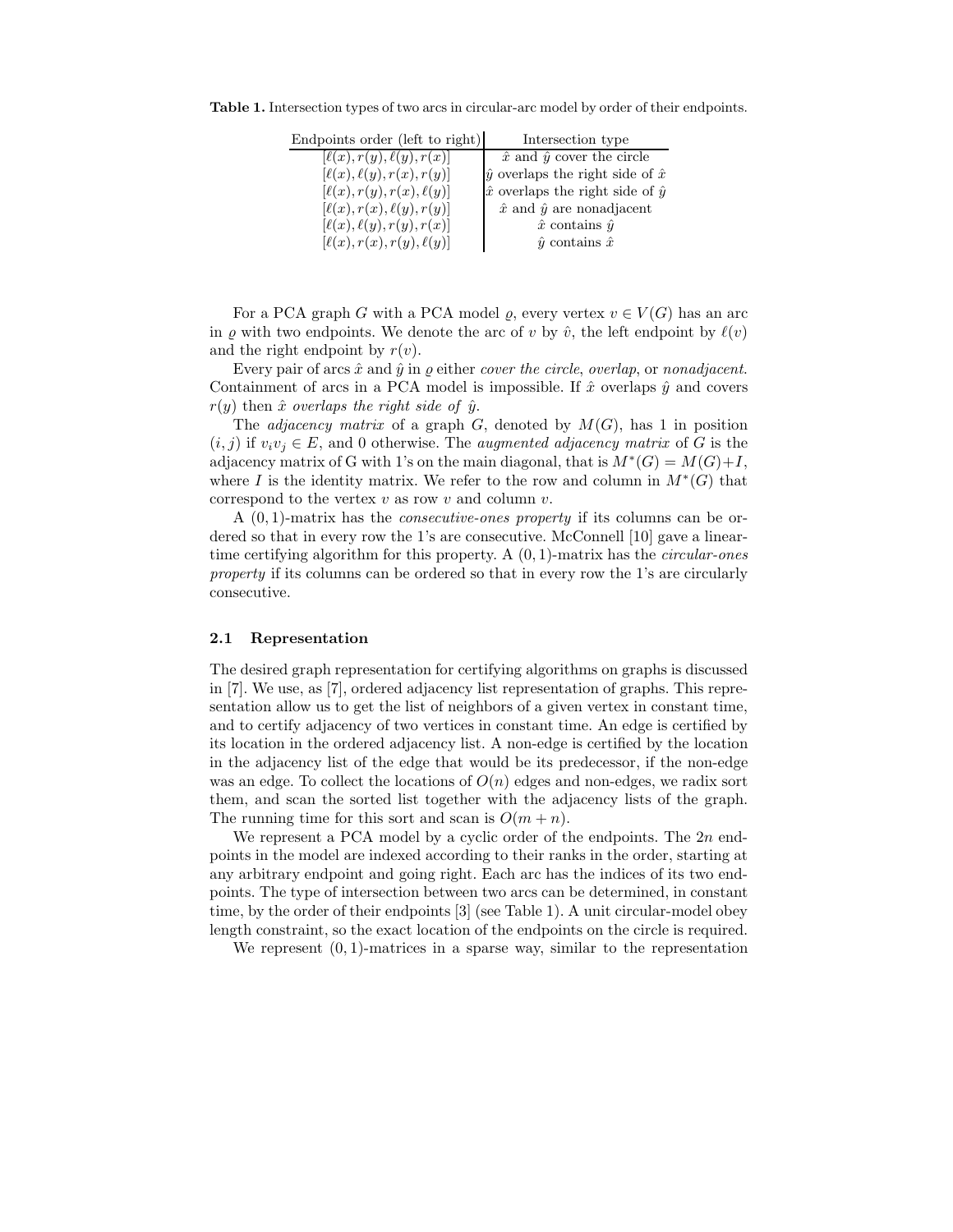**Table 1.** Intersection types of two arcs in circular-arc model by order of their endpoints.

| Endpoints order (left to right) | Intersection type |
|---|---|
| $[\ell(x), r(y), \ell(y), r(x)]$ | $\hat{x}$ and $\hat{y}$ cover the circle |
| $[\ell(x), \ell(y), r(x), r(y)]$ | $\hat{y}$ overlaps the right side of $\hat{x}$ |
| $[\ell(x), r(y), r(x), \ell(y)]$ | $\hat{x}$ overlaps the right side of $\hat{y}$ |
| $[\ell(x), r(x), \ell(y), r(y)]$ | $\hat{x}$ and $\hat{y}$ are nonadjacent |
| $[\ell(x), \ell(y), r(y), r(x)]$ | $\hat{x}$ contains $\hat{y}$ |
| $[\ell(x), r(x), r(y), \ell(y)]$ | $\hat{y}$ contains $\hat{x}$ |

For a PCA graph $G$ with a PCA model $\varrho$, every vertex $v \in V(G)$ has an arc in $\varrho$ with two endpoints. We denote the arc of $v$ by $\hat{v}$, the left endpoint by $\ell(v)$ and the right endpoint by $r(v)$.

Every pair of arcs $\hat{x}$ and $\hat{y}$ in $\varrho$ either *cover the circle*, *overlap*, or *nonadjacent*. Containment of arcs in a PCA model is impossible. If $\hat{x}$ overlaps $\hat{y}$ and covers $r(y)$ then $\hat{x}$ *overlaps the right side of* $\hat{y}$.

The *adjacency matrix* of a graph $G$, denoted by $M(G)$, has 1 in position $(i, j)$ if $v_i v_j \in E$, and 0 otherwise. The *augmented adjacency matrix* of $G$ is the adjacency matrix of G with 1's on the main diagonal, that is $M^*(G) = M(G)+I$, where $I$ is the identity matrix. We refer to the row and column in $M^*(G)$ that correspond to the vertex $v$ as row $v$ and column $v$.

A $(0, 1)$-matrix has the *consecutive-ones property* if its columns can be ordered so that in every row the 1's are consecutive. McConnell [10] gave a linear-time certifying algorithm for this property. A $(0, 1)$-matrix has the *circular-ones property* if its columns can be ordered so that in every row the 1's are circularly consecutive.

### 2.1 Representation

The desired graph representation for certifying algorithms on graphs is discussed in [7]. We use, as [7], ordered adjacency list representation of graphs. This representation allow us to get the list of neighbors of a given vertex in constant time, and to certify adjacency of two vertices in constant time. An edge is certified by its location in the ordered adjacency list. A non-edge is certified by the location in the adjacency list of the edge that would be its predecessor, if the non-edge was an edge. To collect the locations of $O(n)$ edges and non-edges, we radix sort them, and scan the sorted list together with the adjacency lists of the graph. The running time for this sort and scan is $O(m + n)$.

We represent a PCA model by a cyclic order of the endpoints. The $2n$ endpoints in the model are indexed according to their ranks in the order, starting at any arbitrary endpoint and going right. Each arc has the indices of its two endpoints. The type of intersection between two arcs can be determined, in constant time, by the order of their endpoints [3] (see Table 1). A unit circular-model obey length constraint, so the exact location of the endpoints on the circle is required.

We represent $(0, 1)$-matrices in a sparse way, similar to the representation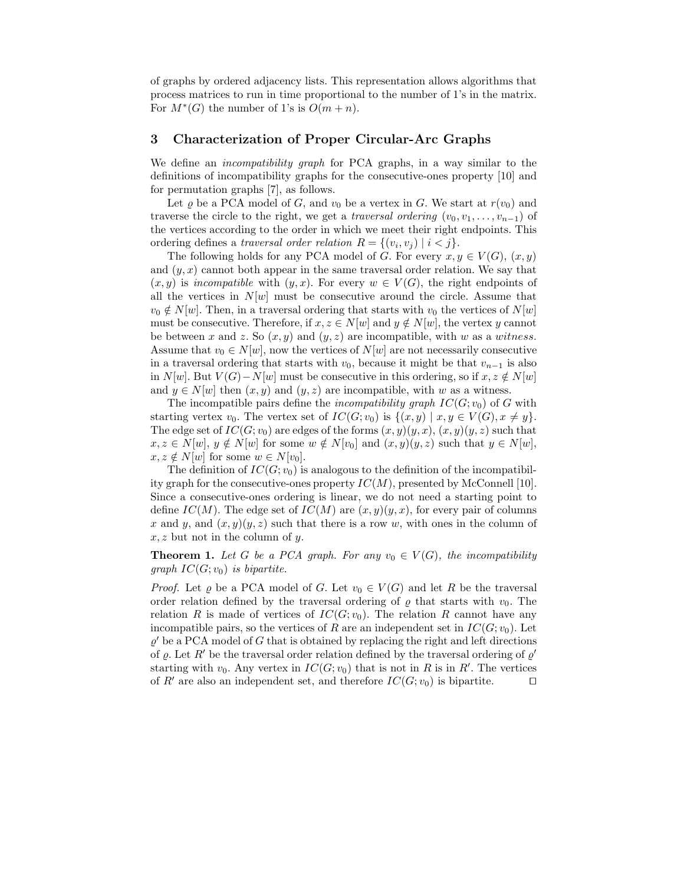of graphs by ordered adjacency lists. This representation allows algorithms that process matrices to run in time proportional to the number of 1's in the matrix. For $M^*(G)$ the number of 1's is $O(m+n)$.

## 3 Characterization of Proper Circular-Arc Graphs

We define an *incompatibility graph* for PCA graphs, in a way similar to the definitions of incompatibility graphs for the consecutive-ones property [10] and for permutation graphs [7], as follows.

Let $\varrho$ be a PCA model of $G$, and $v_0$ be a vertex in $G$. We start at $r(v_0)$ and traverse the circle to the right, we get a *traversal ordering* $(v_0, v_1, \ldots, v_{n-1})$ of the vertices according to the order in which we meet their right endpoints. This ordering defines a *traversal order relation* $R = \{(v_i, v_j) \mid i < j\}$.

The following holds for any PCA model of $G$. For every $x, y \in V(G)$, $(x, y)$ and $(y, x)$ cannot both appear in the same traversal order relation. We say that $(x, y)$ is *incompatible* with $(y, x)$. For every $w \in V(G)$, the right endpoints of all the vertices in $N[w]$ must be consecutive around the circle. Assume that $v_0 \notin N[w]$. Then, in a traversal ordering that starts with $v_0$ the vertices of $N[w]$ must be consecutive. Therefore, if $x, z \in N[w]$ and $y \notin N[w]$, the vertex $y$ cannot be between $x$ and $z$. So $(x, y)$ and $(y, z)$ are incompatible, with $w$ as a *witness*. Assume that $v_0 \in N[w]$, now the vertices of $N[w]$ are not necessarily consecutive in a traversal ordering that starts with $v_0$, because it might be that $v_{n-1}$ is also in $N[w]$. But $V(G) - N[w]$ must be consecutive in this ordering, so if $x, z \notin N[w]$ and $y \in N[w]$ then $(x, y)$ and $(y, z)$ are incompatible, with $w$ as a witness.

The incompatible pairs define the *incompatibility graph* $IC(G; v_0)$ of $G$ with starting vertex $v_0$. The vertex set of $IC(G; v_0)$ is $\{(x, y) \mid x, y \in V(G), x \neq y\}$. The edge set of $IC(G; v_0)$ are edges of the forms $(x, y)(y, x)$, $(x, y)(y, z)$ such that $x, z \in N[w]$, $y \notin N[w]$ for some $w \notin N[v_0]$ and $(x, y)(y, z)$ such that $y \in N[w]$, $x, z \notin N[w]$ for some $w \in N[v_0]$.

The definition of $IC(G; v_0)$ is analogous to the definition of the incompatibility graph for the consecutive-ones property $IC(M)$, presented by McConnell [10]. Since a consecutive-ones ordering is linear, we do not need a starting point to define $IC(M)$. The edge set of $IC(M)$ are $(x, y)(y, x)$, for every pair of columns $x$ and $y$, and $(x, y)(y, z)$ such that there is a row $w$, with ones in the column of $x, z$ but not in the column of $y$.

**Theorem 1.** *Let $G$ be a PCA graph. For any $v_0 \in V(G)$, the incompatibility graph $IC(G; v_0)$ is bipartite.*

*Proof.* Let $\varrho$ be a PCA model of $G$. Let $v_0 \in V(G)$ and let $R$ be the traversal order relation defined by the traversal ordering of $\varrho$ that starts with $v_0$. The relation $R$ is made of vertices of $IC(G; v_0)$. The relation $R$ cannot have any incompatible pairs, so the vertices of $R$ are an independent set in $IC(G; v_0)$. Let $\varrho'$ be a PCA model of $G$ that is obtained by replacing the right and left directions of $\varrho$. Let $R'$ be the traversal order relation defined by the traversal ordering of $\varrho'$ starting with $v_0$. Any vertex in $IC(G; v_0)$ that is not in $R$ is in $R'$. The vertices of $R'$ are also an independent set, and therefore $IC(G; v_0)$ is bipartite. $\square$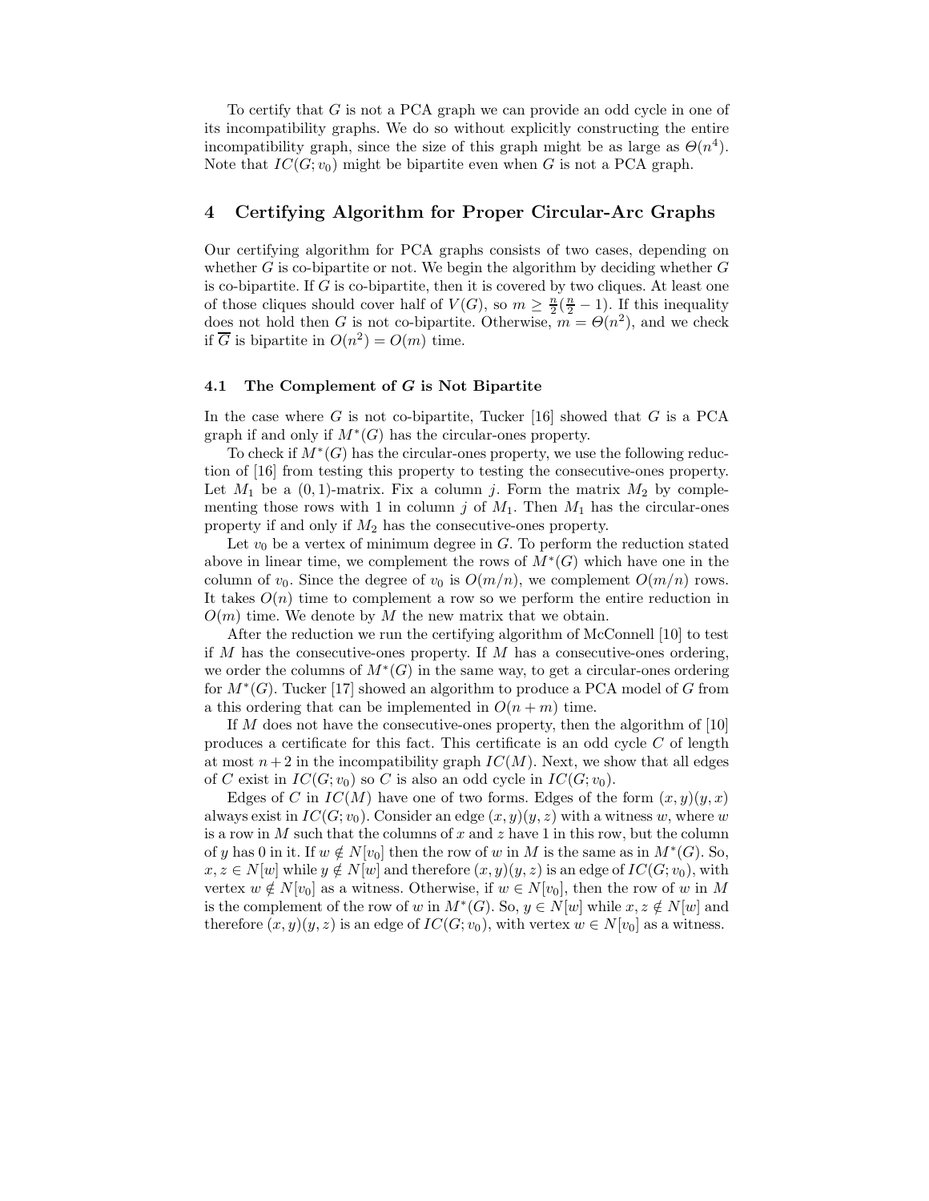To certify that $G$ is not a PCA graph we can provide an odd cycle in one of its incompatibility graphs. We do so without explicitly constructing the entire incompatibility graph, since the size of this graph might be as large as $\Theta(n^4)$. Note that $IC(G; v_0)$ might be bipartite even when $G$ is not a PCA graph.

## 4 Certifying Algorithm for Proper Circular-Arc Graphs

Our certifying algorithm for PCA graphs consists of two cases, depending on whether $G$ is co-bipartite or not. We begin the algorithm by deciding whether $G$ is co-bipartite. If $G$ is co-bipartite, then it is covered by two cliques. At least one of those cliques should cover half of $V(G)$, so $m \geq \frac{n}{2}(\frac{n}{2} - 1)$. If this inequality does not hold then $G$ is not co-bipartite. Otherwise, $m = \Theta(n^2)$, and we check if $\overline{G}$ is bipartite in $O(n^2) = O(m)$ time.

### 4.1 The Complement of *G* is Not Bipartite

In the case where $G$ is not co-bipartite, Tucker [16] showed that $G$ is a PCA graph if and only if $M^*(G)$ has the circular-ones property.

To check if $M^*(G)$ has the circular-ones property, we use the following reduction of [16] from testing this property to testing the consecutive-ones property. Let $M_1$ be a $(0,1)$-matrix. Fix a column $j$. Form the matrix $M_2$ by complementing those rows with 1 in column $j$ of $M_1$. Then $M_1$ has the circular-ones property if and only if $M_2$ has the consecutive-ones property.

Let $v_0$ be a vertex of minimum degree in $G$. To perform the reduction stated above in linear time, we complement the rows of $M^*(G)$ which have one in the column of $v_0$. Since the degree of $v_0$ is $O(m/n)$, we complement $O(m/n)$ rows. It takes $O(n)$ time to complement a row so we perform the entire reduction in $O(m)$ time. We denote by $M$ the new matrix that we obtain.

After the reduction we run the certifying algorithm of McConnell [10] to test if $M$ has the consecutive-ones property. If $M$ has a consecutive-ones ordering, we order the columns of $M^*(G)$ in the same way, to get a circular-ones ordering for $M^*(G)$. Tucker [17] showed an algorithm to produce a PCA model of $G$ from a this ordering that can be implemented in $O(n + m)$ time.

If $M$ does not have the consecutive-ones property, then the algorithm of [10] produces a certificate for this fact. This certificate is an odd cycle $C$ of length at most $n+2$ in the incompatibility graph $IC(M)$. Next, we show that all edges of $C$ exist in $IC(G; v_0)$ so $C$ is also an odd cycle in $IC(G; v_0)$.

Edges of $C$ in $IC(M)$ have one of two forms. Edges of the form $(x, y)(y, x)$ always exist in $IC(G; v_0)$. Consider an edge $(x, y)(y, z)$ with a witness $w$, where $w$ is a row in $M$ such that the columns of $x$ and $z$ have 1 in this row, but the column of $y$ has 0 in it. If $w \notin N[v_0]$ then the row of $w$ in $M$ is the same as in $M^*(G)$. So, $x, z \in N[w]$ while $y \notin N[w]$ and therefore $(x, y)(y, z)$ is an edge of $IC(G; v_0)$, with vertex $w \notin N[v_0]$ as a witness. Otherwise, if $w \in N[v_0]$, then the row of $w$ in $M$ is the complement of the row of $w$ in $M^*(G)$. So, $y \in N[w]$ while $x, z \notin N[w]$ and therefore $(x, y)(y, z)$ is an edge of $IC(G; v_0)$, with vertex $w \in N[v_0]$ as a witness.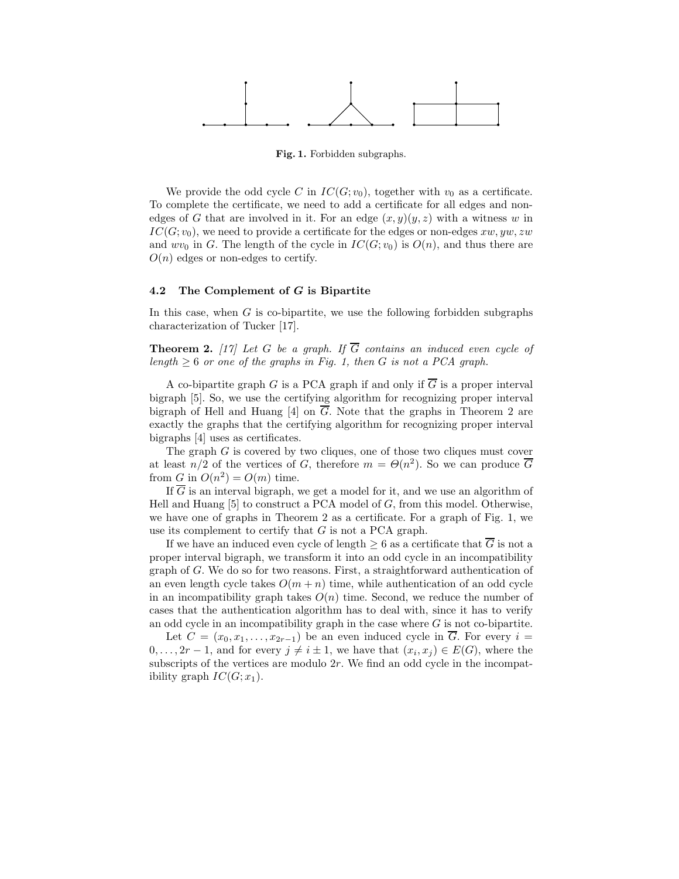**Fig. 1.** Forbidden subgraphs.

We provide the odd cycle $C$ in $IC(G; v_0)$, together with $v_0$ as a certificate. To complete the certificate, we need to add a certificate for all edges and non-edges of $G$ that are involved in it. For an edge $(x, y)(y, z)$ with a witness $w$ in $IC(G; v_0)$, we need to provide a certificate for the edges or non-edges $xw, yw, zw$ and $wv_0$ in $G$. The length of the cycle in $IC(G; v_0)$ is $O(n)$, and thus there are $O(n)$ edges or non-edges to certify.

### 4.2 The Complement of $G$ is Bipartite

In this case, when $G$ is co-bipartite, we use the following forbidden subgraphs characterization of Tucker [17].

**Theorem 2.** *[17] Let $G$ be a graph. If $\overline{G}$ contains an induced even cycle of length $\geq 6$ or one of the graphs in Fig. 1, then $G$ is not a PCA graph.*

A co-bipartite graph $G$ is a PCA graph if and only if $\overline{G}$ is a proper interval bigraph [5]. So, we use the certifying algorithm for recognizing proper interval bigraph of Hell and Huang [4] on $\overline{G}$. Note that the graphs in Theorem 2 are exactly the graphs that the certifying algorithm for recognizing proper interval bigraphs [4] uses as certificates.

The graph $G$ is covered by two cliques, one of those two cliques must cover at least $n/2$ of the vertices of $G$, therefore $m = \Theta(n^2)$. So we can produce $\overline{G}$ from $G$ in $O(n^2) = O(m)$ time.

If $\overline{G}$ is an interval bigraph, we get a model for it, and we use an algorithm of Hell and Huang [5] to construct a PCA model of $G$, from this model. Otherwise, we have one of graphs in Theorem 2 as a certificate. For a graph of Fig. 1, we use its complement to certify that $G$ is not a PCA graph.

If we have an induced even cycle of length $\geq 6$ as a certificate that $\overline{G}$ is not a proper interval bigraph, we transform it into an odd cycle in an incompatibility graph of $G$. We do so for two reasons. First, a straightforward authentication of an even length cycle takes $O(m + n)$ time, while authentication of an odd cycle in an incompatibility graph takes $O(n)$ time. Second, we reduce the number of cases that the authentication algorithm has to deal with, since it has to verify an odd cycle in an incompatibility graph in the case where $G$ is not co-bipartite.

Let $C = (x_0, x_1, \ldots, x_{2r-1})$ be an even induced cycle in $\overline{G}$. For every $i = 0, \ldots, 2r - 1$, and for every $j \neq i \pm 1$, we have that $(x_i, x_j) \in E(G)$, where the subscripts of the vertices are modulo $2r$. We find an odd cycle in the incompatibility graph $IC(G; x_1)$.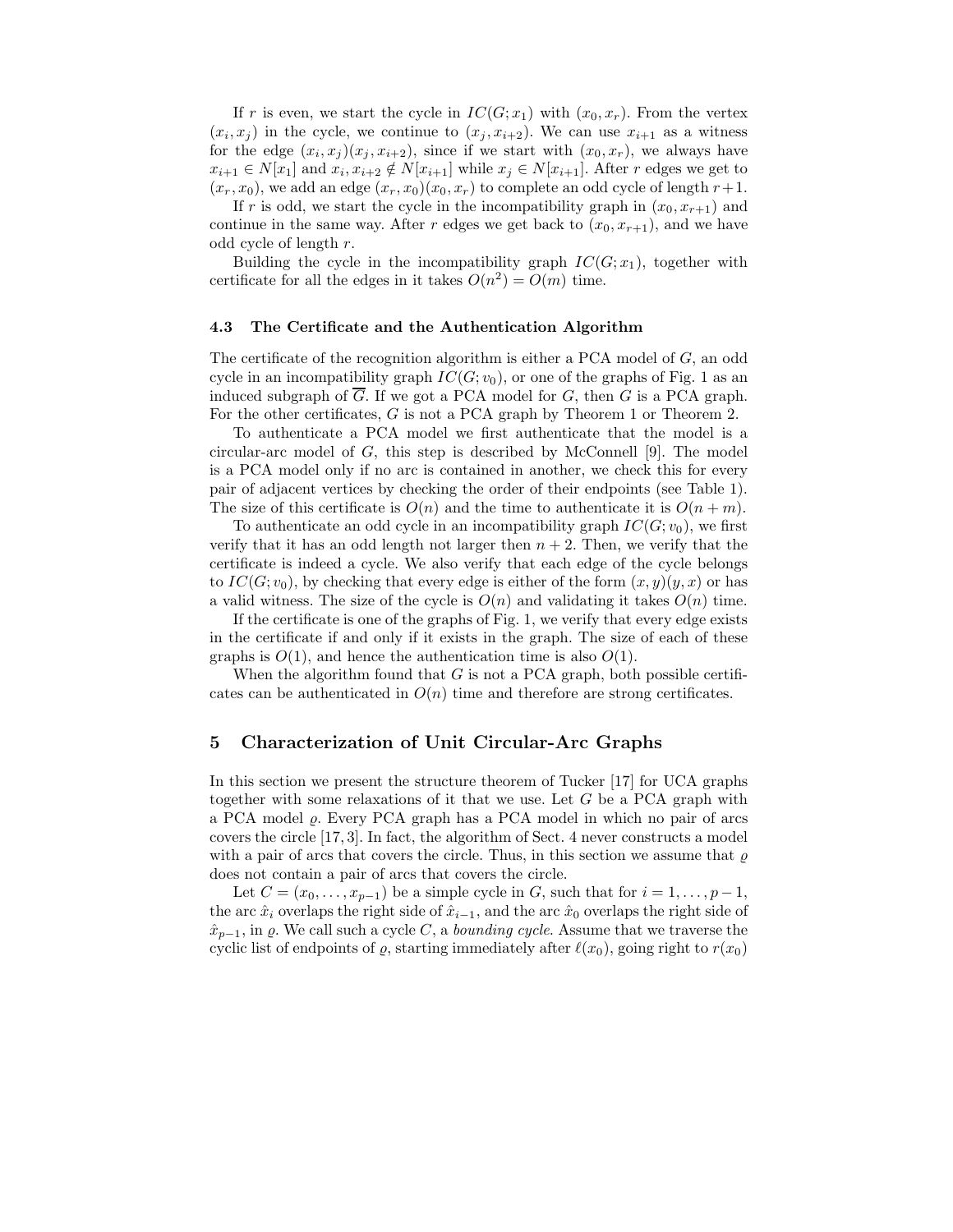If $r$ is even, we start the cycle in $IC(G;x_1)$ with $(x_0, x_r)$. From the vertex $(x_i, x_j)$ in the cycle, we continue to $(x_j, x_{i+2})$. We can use $x_{i+1}$ as a witness for the edge $(x_i, x_j)(x_j, x_{i+2})$, since if we start with $(x_0, x_r)$, we always have $x_{i+1} \in N[x_1]$ and $x_i, x_{i+2} \notin N[x_{i+1}]$ while $x_j \in N[x_{i+1}]$. After $r$ edges we get to $(x_r, x_0)$, we add an edge $(x_r, x_0)(x_0, x_r)$ to complete an odd cycle of length $r+1$.

If $r$ is odd, we start the cycle in the incompatibility graph in $(x_0, x_{r+1})$ and continue in the same way. After $r$ edges we get back to $(x_0, x_{r+1})$, and we have odd cycle of length $r$.

Building the cycle in the incompatibility graph $IC(G;x_1)$, together with certificate for all the edges in it takes $O(n^2) = O(m)$ time.

### 4.3 The Certificate and the Authentication Algorithm

The certificate of the recognition algorithm is either a PCA model of $G$, an odd cycle in an incompatibility graph $IC(G;v_0)$, or one of the graphs of Fig. 1 as an induced subgraph of $\overline{G}$. If we got a PCA model for $G$, then $G$ is a PCA graph. For the other certificates, $G$ is not a PCA graph by Theorem 1 or Theorem 2.

To authenticate a PCA model we first authenticate that the model is a circular-arc model of $G$, this step is described by McConnell [9]. The model is a PCA model only if no arc is contained in another, we check this for every pair of adjacent vertices by checking the order of their endpoints (see Table 1). The size of this certificate is $O(n)$ and the time to authenticate it is $O(n+m)$.

To authenticate an odd cycle in an incompatibility graph $IC(G;v_0)$, we first verify that it has an odd length not larger then $n+2$. Then, we verify that the certificate is indeed a cycle. We also verify that each edge of the cycle belongs to $IC(G;v_0)$, by checking that every edge is either of the form $(x,y)(y,x)$ or has a valid witness. The size of the cycle is $O(n)$ and validating it takes $O(n)$ time.

If the certificate is one of the graphs of Fig. 1, we verify that every edge exists in the certificate if and only if it exists in the graph. The size of each of these graphs is $O(1)$, and hence the authentication time is also $O(1)$.

When the algorithm found that $G$ is not a PCA graph, both possible certificates can be authenticated in $O(n)$ time and therefore are strong certificates.

## 5 Characterization of Unit Circular-Arc Graphs

In this section we present the structure theorem of Tucker [17] for UCA graphs together with some relaxations of it that we use. Let $G$ be a PCA graph with a PCA model $\varrho$. Every PCA graph has a PCA model in which no pair of arcs covers the circle [17, 3]. In fact, the algorithm of Sect. 4 never constructs a model with a pair of arcs that covers the circle. Thus, in this section we assume that $\varrho$ does not contain a pair of arcs that covers the circle.

Let $C = (x_0, \ldots, x_{p-1})$ be a simple cycle in $G$, such that for $i = 1, \ldots, p-1$, the arc $\hat{x}_i$ overlaps the right side of $\hat{x}_{i-1}$, and the arc $\hat{x}_0$ overlaps the right side of $\hat{x}_{p-1}$, in $\varrho$. We call such a cycle $C$, a *bounding cycle*. Assume that we traverse the cyclic list of endpoints of $\varrho$, starting immediately after $\ell(x_0)$, going right to $r(x_0)$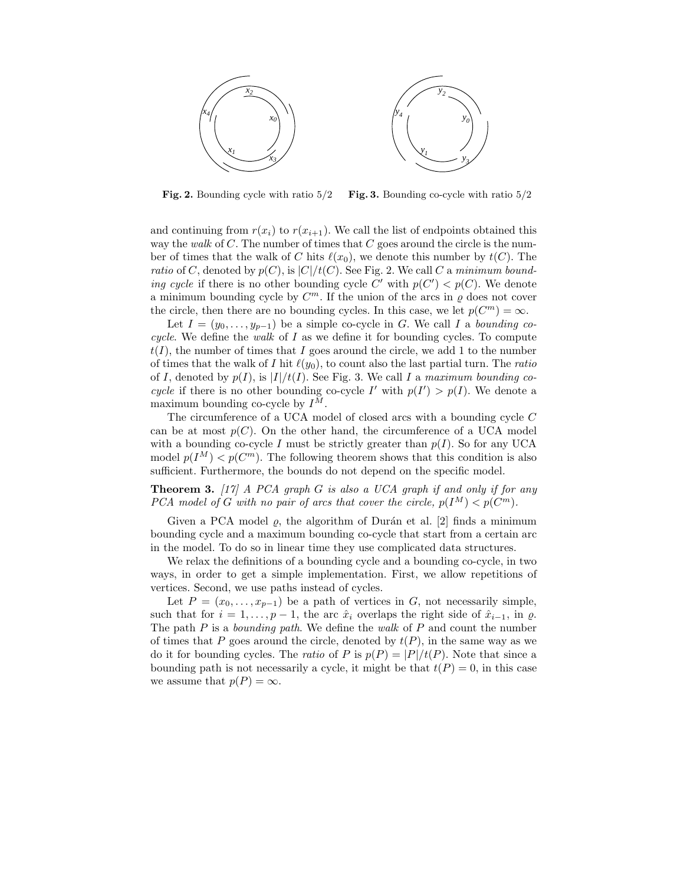**Fig. 2.** Bounding cycle with ratio 5/2 **Fig. 3.** Bounding co-cycle with ratio 5/2

and continuing from $r(x_i)$ to $r(x_{i+1})$. We call the list of endpoints obtained this way the *walk* of $C$. The number of times that $C$ goes around the circle is the number of times that the walk of $C$ hits $\ell(x_0)$, we denote this number by $t(C)$. The *ratio* of $C$, denoted by $p(C)$, is $|C|/t(C)$. See Fig. 2. We call $C$ a *minimum bounding cycle* if there is no other bounding cycle $C'$ with $p(C') < p(C)$. We denote a minimum bounding cycle by $C^m$. If the union of the arcs in $\varrho$ does not cover the circle, then there are no bounding cycles. In this case, we let $p(C^m) = \infty$.

Let $I = (y_0, \ldots, y_{p-1})$ be a simple co-cycle in $G$. We call $I$ a *bounding co-cycle*. We define the *walk* of $I$ as we define it for bounding cycles. To compute $t(I)$, the number of times that $I$ goes around the circle, we add 1 to the number of times that the walk of $I$ hit $\ell(y_0)$, to count also the last partial turn. The *ratio* of $I$, denoted by $p(I)$, is $|I|/t(I)$. See Fig. 3. We call $I$ a *maximum bounding co-cycle* if there is no other bounding co-cycle $I'$ with $p(I') > p(I)$. We denote a maximum bounding co-cycle by $I^M$.

The circumference of a UCA model of closed arcs with a bounding cycle $C$ can be at most $p(C)$. On the other hand, the circumference of a UCA model with a bounding co-cycle $I$ must be strictly greater than $p(I)$. So for any UCA model $p(I^M) < p(C^m)$. The following theorem shows that this condition is also sufficient. Furthermore, the bounds do not depend on the specific model.

**Theorem 3.** *[17] A PCA graph $G$ is also a UCA graph if and only if for any PCA model of $G$ with no pair of arcs that cover the circle, $p(I^M) < p(C^m)$.*

Given a PCA model $\varrho$, the algorithm of Durán et al. [2] finds a minimum bounding cycle and a maximum bounding co-cycle that start from a certain arc in the model. To do so in linear time they use complicated data structures.

We relax the definitions of a bounding cycle and a bounding co-cycle, in two ways, in order to get a simple implementation. First, we allow repetitions of vertices. Second, we use paths instead of cycles.

Let $P = (x_0, \ldots, x_{p-1})$ be a path of vertices in $G$, not necessarily simple, such that for $i = 1, \ldots, p-1$, the arc $\hat{x}_i$ overlaps the right side of $\hat{x}_{i-1}$, in $\varrho$. The path $P$ is a *bounding path*. We define the *walk* of $P$ and count the number of times that $P$ goes around the circle, denoted by $t(P)$, in the same way as we do it for bounding cycles. The *ratio* of $P$ is $p(P) = |P|/t(P)$. Note that since a bounding path is not necessarily a cycle, it might be that $t(P) = 0$, in this case we assume that $p(P) = \infty$.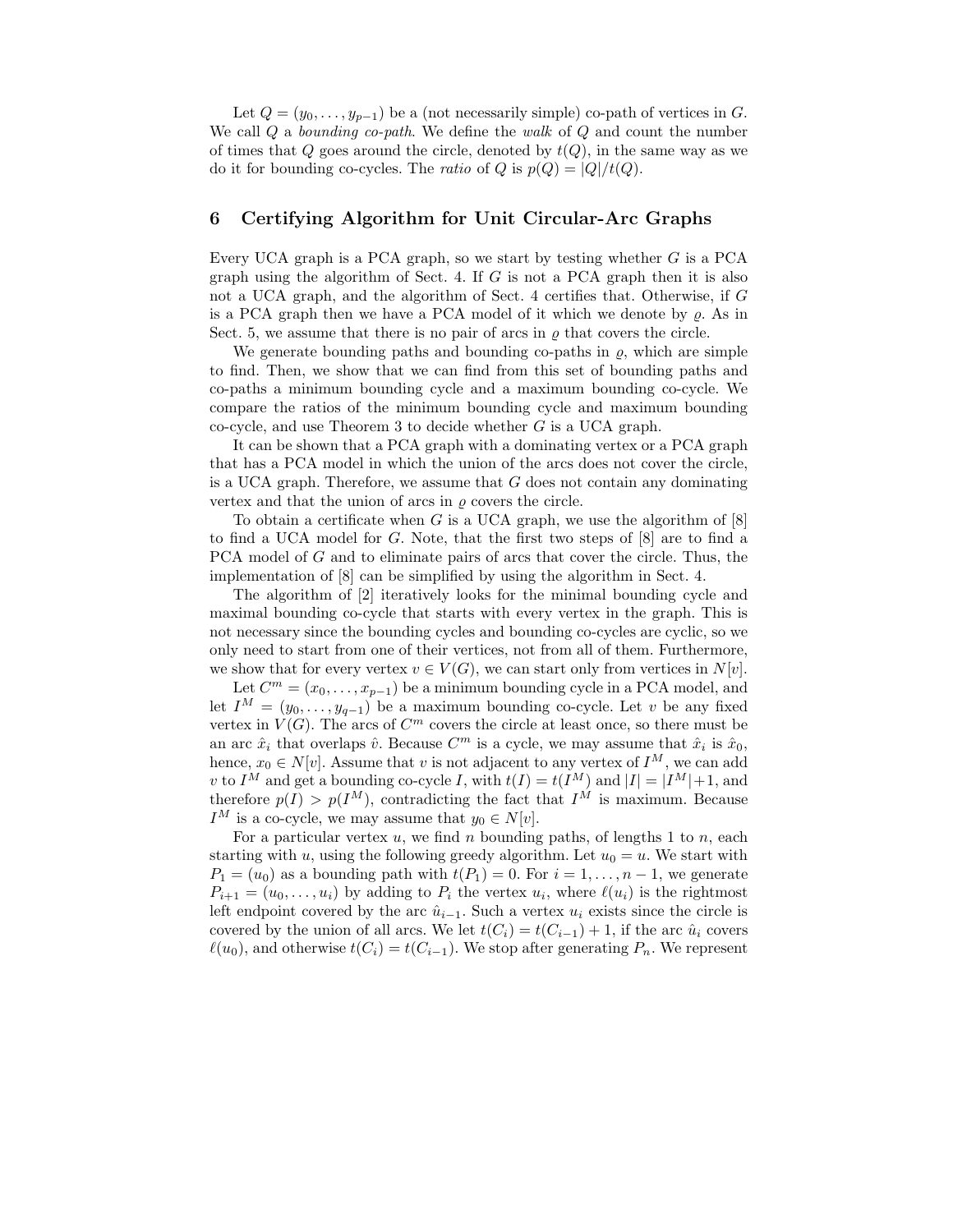Let $Q = (y_0, \ldots, y_{p-1})$ be a (not necessarily simple) co-path of vertices in $G$. We call $Q$ a *bounding co-path*. We define the *walk* of $Q$ and count the number of times that $Q$ goes around the circle, denoted by $t(Q)$, in the same way as we do it for bounding co-cycles. The *ratio* of $Q$ is $p(Q) = |Q|/t(Q)$.

## 6 Certifying Algorithm for Unit Circular-Arc Graphs

Every UCA graph is a PCA graph, so we start by testing whether $G$ is a PCA graph using the algorithm of Sect. 4. If $G$ is not a PCA graph then it is also not a UCA graph, and the algorithm of Sect. 4 certifies that. Otherwise, if $G$ is a PCA graph then we have a PCA model of it which we denote by $\varrho$. As in Sect. 5, we assume that there is no pair of arcs in $\varrho$ that covers the circle.

We generate bounding paths and bounding co-paths in $\varrho$, which are simple to find. Then, we show that we can find from this set of bounding paths and co-paths a minimum bounding cycle and a maximum bounding co-cycle. We compare the ratios of the minimum bounding cycle and maximum bounding co-cycle, and use Theorem 3 to decide whether $G$ is a UCA graph.

It can be shown that a PCA graph with a dominating vertex or a PCA graph that has a PCA model in which the union of the arcs does not cover the circle, is a UCA graph. Therefore, we assume that $G$ does not contain any dominating vertex and that the union of arcs in $\varrho$ covers the circle.

To obtain a certificate when $G$ is a UCA graph, we use the algorithm of [8] to find a UCA model for $G$. Note, that the first two steps of [8] are to find a PCA model of $G$ and to eliminate pairs of arcs that cover the circle. Thus, the implementation of [8] can be simplified by using the algorithm in Sect. 4.

The algorithm of [2] iteratively looks for the minimal bounding cycle and maximal bounding co-cycle that starts with every vertex in the graph. This is not necessary since the bounding cycles and bounding co-cycles are cyclic, so we only need to start from one of their vertices, not from all of them. Furthermore, we show that for every vertex $v \in V(G)$, we can start only from vertices in $N[v]$.

Let $C^m = (x_0, \ldots, x_{p-1})$ be a minimum bounding cycle in a PCA model, and let $I^M = (y_0, \ldots, y_{q-1})$ be a maximum bounding co-cycle. Let $v$ be any fixed vertex in $V(G)$. The arcs of $C^m$ covers the circle at least once, so there must be an arc $\hat{x}_i$ that overlaps $\hat{v}$. Because $C^m$ is a cycle, we may assume that $\hat{x}_i$ is $\hat{x}_0$, hence, $x_0 \in N[v]$. Assume that $v$ is not adjacent to any vertex of $I^M$, we can add $v$ to $I^M$ and get a bounding co-cycle $I$, with $t(I) = t(I^M)$ and $|I| = |I^M|+1$, and therefore $p(I) > p(I^M)$, contradicting the fact that $I^M$ is maximum. Because $I^M$ is a co-cycle, we may assume that $y_0 \in N[v]$.

For a particular vertex $u$, we find $n$ bounding paths, of lengths 1 to $n$, each starting with $u$, using the following greedy algorithm. Let $u_0 = u$. We start with $P_1 = (u_0)$ as a bounding path with $t(P_1) = 0$. For $i = 1, \ldots, n-1$, we generate $P_{i+1} = (u_0, \ldots, u_i)$ by adding to $P_i$ the vertex $u_i$, where $\ell(u_i)$ is the rightmost left endpoint covered by the arc $\hat{u}_{i-1}$. Such a vertex $u_i$ exists since the circle is covered by the union of all arcs. We let $t(C_i) = t(C_{i-1}) + 1$, if the arc $\hat{u}_i$ covers $\ell(u_0)$, and otherwise $t(C_i) = t(C_{i-1})$. We stop after generating $P_n$. We represent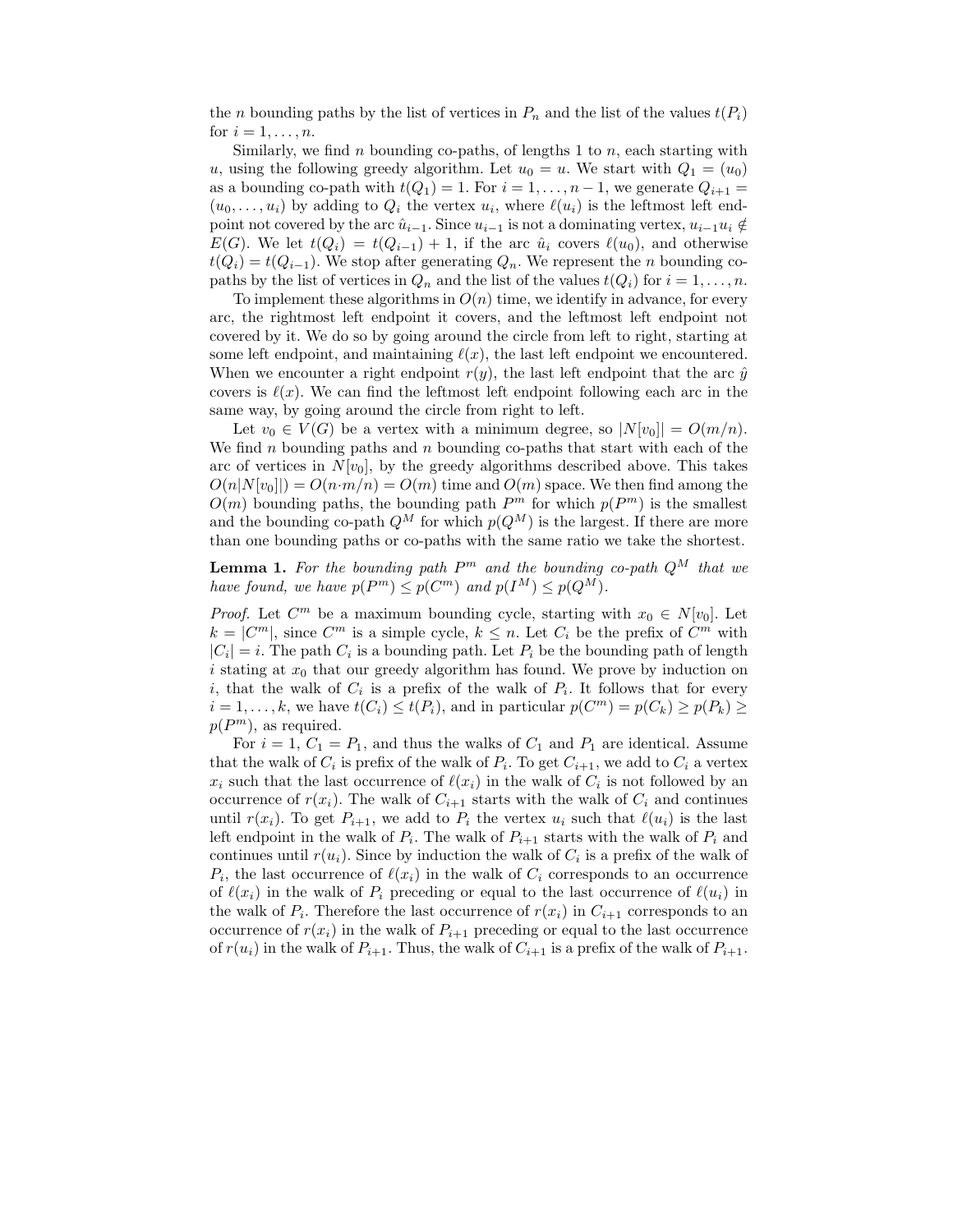the $n$ bounding paths by the list of vertices in $P_n$ and the list of the values $t(P_i)$ for $i = 1, \ldots, n$.

Similarly, we find $n$ bounding co-paths, of lengths 1 to $n$, each starting with $u$, using the following greedy algorithm. Let $u_0 = u$. We start with $Q_1 = (u_0)$ as a bounding co-path with $t(Q_1) = 1$. For $i = 1, \ldots, n-1$, we generate $Q_{i+1} = (u_0, \ldots, u_i)$ by adding to $Q_i$ the vertex $u_i$, where $\ell(u_i)$ is the leftmost left endpoint not covered by the arc $\hat{u}_{i-1}$. Since $u_{i-1}$ is not a dominating vertex, $u_{i-1}u_i \notin E(G)$. We let $t(Q_i) = t(Q_{i-1}) + 1$, if the arc $\hat{u}_i$ covers $\ell(u_0)$, and otherwise $t(Q_i) = t(Q_{i-1})$. We stop after generating $Q_n$. We represent the $n$ bounding co-paths by the list of vertices in $Q_n$ and the list of the values $t(Q_i)$ for $i = 1, \ldots, n$.

To implement these algorithms in $O(n)$ time, we identify in advance, for every arc, the rightmost left endpoint it covers, and the leftmost left endpoint not covered by it. We do so by going around the circle from left to right, starting at some left endpoint, and maintaining $\ell(x)$, the last left endpoint we encountered. When we encounter a right endpoint $r(y)$, the last left endpoint that the arc $\hat{y}$ covers is $\ell(x)$. We can find the leftmost left endpoint following each arc in the same way, by going around the circle from right to left.

Let $v_0 \in V(G)$ be a vertex with a minimum degree, so $|N[v_0]| = O(m/n)$. We find $n$ bounding paths and $n$ bounding co-paths that start with each of the arc of vertices in $N[v_0]$, by the greedy algorithms described above. This takes $O(n|N[v_0]|) = O(n \cdot m/n) = O(m)$ time and $O(m)$ space. We then find among the $O(m)$ bounding paths, the bounding path $P^m$ for which $p(P^m)$ is the smallest and the bounding co-path $Q^M$ for which $p(Q^M)$ is the largest. If there are more than one bounding paths or co-paths with the same ratio we take the shortest.

**Lemma 1.** *For the bounding path $P^m$ and the bounding co-path $Q^M$ that we have found, we have $p(P^m) \leq p(C^m)$ and $p(I^M) \leq p(Q^M)$.*

*Proof.* Let $C^m$ be a maximum bounding cycle, starting with $x_0 \in N[v_0]$. Let $k = |C^m|$, since $C^m$ is a simple cycle, $k \leq n$. Let $C_i$ be the prefix of $C^m$ with $|C_i| = i$. The path $C_i$ is a bounding path. Let $P_i$ be the bounding path of length $i$ stating at $x_0$ that our greedy algorithm has found. We prove by induction on $i$, that the walk of $C_i$ is a prefix of the walk of $P_i$. It follows that for every $i = 1, \ldots, k$, we have $t(C_i) \leq t(P_i)$, and in particular $p(C^m) = p(C_k) \geq p(P_k) \geq p(P^m)$, as required.

For $i = 1$, $C_1 = P_1$, and thus the walks of $C_1$ and $P_1$ are identical. Assume that the walk of $C_i$ is prefix of the walk of $P_i$. To get $C_{i+1}$, we add to $C_i$ a vertex $x_i$ such that the last occurrence of $\ell(x_i)$ in the walk of $C_i$ is not followed by an occurrence of $r(x_i)$. The walk of $C_{i+1}$ starts with the walk of $C_i$ and continues until $r(x_i)$. To get $P_{i+1}$, we add to $P_i$ the vertex $u_i$ such that $\ell(u_i)$ is the last left endpoint in the walk of $P_i$. The walk of $P_{i+1}$ starts with the walk of $P_i$ and continues until $r(u_i)$. Since by induction the walk of $C_i$ is a prefix of the walk of $P_i$, the last occurrence of $\ell(x_i)$ in the walk of $C_i$ corresponds to an occurrence of $\ell(x_i)$ in the walk of $P_i$ preceding or equal to the last occurrence of $\ell(u_i)$ in the walk of $P_i$. Therefore the last occurrence of $r(x_i)$ in $C_{i+1}$ corresponds to an occurrence of $r(x_i)$ in the walk of $P_{i+1}$ preceding or equal to the last occurrence of $r(u_i)$ in the walk of $P_{i+1}$. Thus, the walk of $C_{i+1}$ is a prefix of the walk of $P_{i+1}$.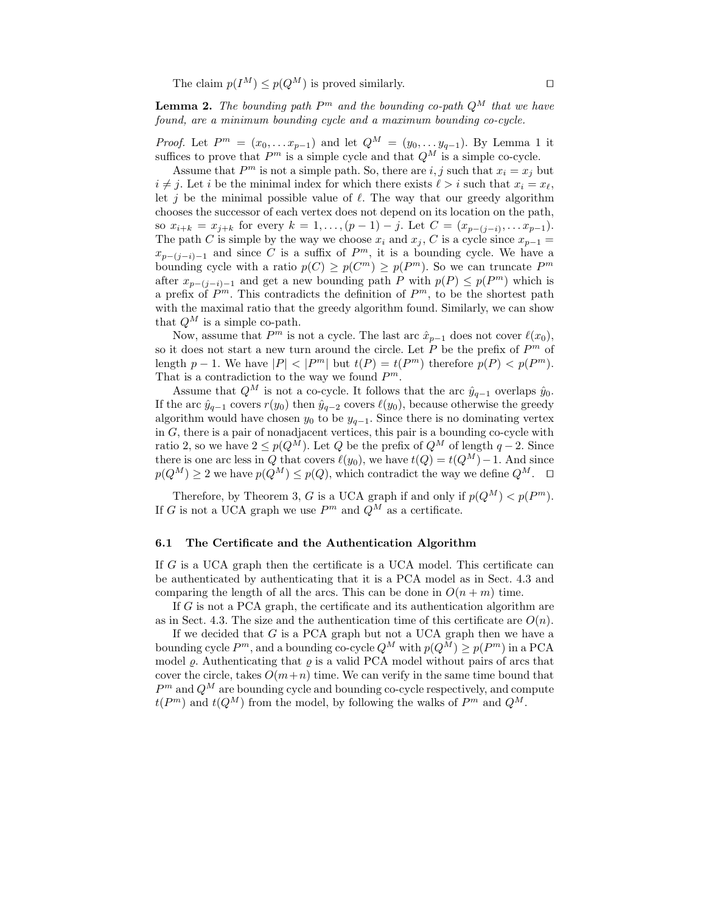The claim $p(I^M) \leq p(Q^M)$ is proved similarly. $\square$

**Lemma 2.** *The bounding path $P^m$ and the bounding co-path $Q^M$ that we have found, are a minimum bounding cycle and a maximum bounding co-cycle.*

*Proof.* Let $P^m = (x_0, \ldots x_{p-1})$ and let $Q^M = (y_0, \ldots y_{q-1})$. By Lemma 1 it suffices to prove that $P^m$ is a simple cycle and that $Q^M$ is a simple co-cycle.

Assume that $P^m$ is not a simple path. So, there are $i, j$ such that $x_i = x_j$ but $i \neq j$. Let $i$ be the minimal index for which there exists $\ell > i$ such that $x_i = x_\ell$, let $j$ be the minimal possible value of $\ell$. The way that our greedy algorithm chooses the successor of each vertex does not depend on its location on the path, so $x_{i+k} = x_{j+k}$ for every $k = 1, \ldots, (p-1) - j$. Let $C = (x_{p-(j-i)}, \ldots x_{p-1})$. The path $C$ is simple by the way we choose $x_i$ and $x_j$, $C$ is a cycle since $x_{p-1} = x_{p-(j-i)-1}$ and since $C$ is a suffix of $P^m$, it is a bounding cycle. We have a bounding cycle with a ratio $p(C) \geq p(C^m) \geq p(P^m)$. So we can truncate $P^m$ after $x_{p-(j-i)-1}$ and get a new bounding path $P$ with $p(P) \leq p(P^m)$ which is a prefix of $P^m$. This contradicts the definition of $P^m$, to be the shortest path with the maximal ratio that the greedy algorithm found. Similarly, we can show that $Q^M$ is a simple co-path.

Now, assume that $P^m$ is not a cycle. The last arc $\hat{x}_{p-1}$ does not cover $\ell(x_0)$, so it does not start a new turn around the circle. Let $P$ be the prefix of $P^m$ of length $p-1$. We have $|P| < |P^m|$ but $t(P) = t(P^m)$ therefore $p(P) < p(P^m)$. That is a contradiction to the way we found $P^m$.

Assume that $Q^M$ is not a co-cycle. It follows that the arc $\hat{y}_{q-1}$ overlaps $\hat{y}_0$. If the arc $\hat{y}_{q-1}$ covers $r(y_0)$ then $\hat{y}_{q-2}$ covers $\ell(y_0)$, because otherwise the greedy algorithm would have chosen $y_0$ to be $y_{q-1}$. Since there is no dominating vertex in $G$, there is a pair of nonadjacent vertices, this pair is a bounding co-cycle with ratio 2, so we have $2 \leq p(Q^M)$. Let $Q$ be the prefix of $Q^M$ of length $q-2$. Since there is one arc less in $Q$ that covers $\ell(y_0)$, we have $t(Q) = t(Q^M) - 1$. And since $p(Q^M) \geq 2$ we have $p(Q^M) \leq p(Q)$, which contradict the way we define $Q^M$. $\square$

Therefore, by Theorem 3, $G$ is a UCA graph if and only if $p(Q^M) < p(P^m)$. If $G$ is not a UCA graph we use $P^m$ and $Q^M$ as a certificate.

### 6.1 The Certificate and the Authentication Algorithm

If $G$ is a UCA graph then the certificate is a UCA model. This certificate can be authenticated by authenticating that it is a PCA model as in Sect. 4.3 and comparing the length of all the arcs. This can be done in $O(n+m)$ time.

If $G$ is not a PCA graph, the certificate and its authentication algorithm are as in Sect. 4.3. The size and the authentication time of this certificate are $O(n)$.

If we decided that $G$ is a PCA graph but not a UCA graph then we have a bounding cycle $P^m$, and a bounding co-cycle $Q^M$ with $p(Q^M) \geq p(P^m)$ in a PCA model $\varrho$. Authenticating that $\varrho$ is a valid PCA model without pairs of arcs that cover the circle, takes $O(m+n)$ time. We can verify in the same time bound that $P^m$ and $Q^M$ are bounding cycle and bounding co-cycle respectively, and compute $t(P^m)$ and $t(Q^M)$ from the model, by following the walks of $P^m$ and $Q^M$.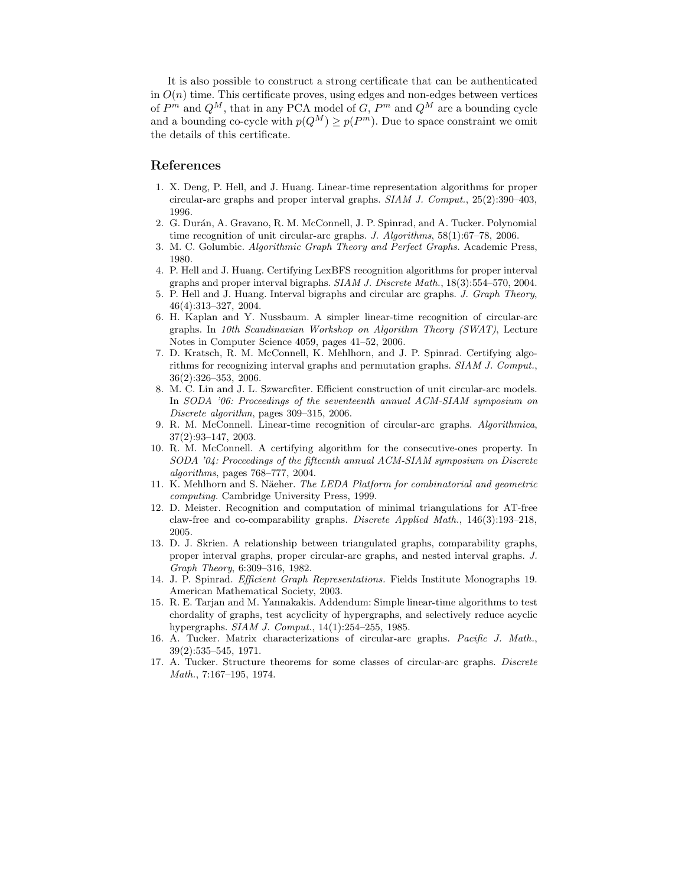It is also possible to construct a strong certificate that can be authenticated in $O(n)$ time. This certificate proves, using edges and non-edges between vertices of $P^m$ and $Q^M$, that in any PCA model of $G$, $P^m$ and $Q^M$ are a bounding cycle and a bounding co-cycle with $p(Q^M) \geq p(P^m)$. Due to space constraint we omit the details of this certificate.

## References

1. X. Deng, P. Hell, and J. Huang. Linear-time representation algorithms for proper circular-arc graphs and proper interval graphs. *SIAM J. Comput.*, 25(2):390–403, 1996.
2. G. Durán, A. Gravano, R. M. McConnell, J. P. Spinrad, and A. Tucker. Polynomial time recognition of unit circular-arc graphs. *J. Algorithms*, 58(1):67–78, 2006.
3. M. C. Golumbic. *Algorithmic Graph Theory and Perfect Graphs.* Academic Press, 1980.
4. P. Hell and J. Huang. Certifying LexBFS recognition algorithms for proper interval graphs and proper interval bigraphs. *SIAM J. Discrete Math.*, 18(3):554–570, 2004.
5. P. Hell and J. Huang. Interval bigraphs and circular arc graphs. *J. Graph Theory*, 46(4):313–327, 2004.
6. H. Kaplan and Y. Nussbaum. A simpler linear-time recognition of circular-arc graphs. In *10th Scandinavian Workshop on Algorithm Theory (SWAT)*, Lecture Notes in Computer Science 4059, pages 41–52, 2006.
7. D. Kratsch, R. M. McConnell, K. Mehlhorn, and J. P. Spinrad. Certifying algorithms for recognizing interval graphs and permutation graphs. *SIAM J. Comput.*, 36(2):326–353, 2006.
8. M. C. Lin and J. L. Szwarcfiter. Efficient construction of unit circular-arc models. In *SODA '06: Proceedings of the seventeenth annual ACM-SIAM symposium on Discrete algorithm*, pages 309–315, 2006.
9. R. M. McConnell. Linear-time recognition of circular-arc graphs. *Algorithmica*, 37(2):93–147, 2003.
10. R. M. McConnell. A certifying algorithm for the consecutive-ones property. In *SODA '04: Proceedings of the fifteenth annual ACM-SIAM symposium on Discrete algorithms*, pages 768–777, 2004.
11. K. Mehlhorn and S. Näeher. *The LEDA Platform for combinatorial and geometric computing.* Cambridge University Press, 1999.
12. D. Meister. Recognition and computation of minimal triangulations for AT-free claw-free and co-comparability graphs. *Discrete Applied Math.*, 146(3):193–218, 2005.
13. D. J. Skrien. A relationship between triangulated graphs, comparability graphs, proper interval graphs, proper circular-arc graphs, and nested interval graphs. *J. Graph Theory*, 6:309–316, 1982.
14. J. P. Spinrad. *Efficient Graph Representations.* Fields Institute Monographs 19. American Mathematical Society, 2003.
15. R. E. Tarjan and M. Yannakakis. Addendum: Simple linear-time algorithms to test chordality of graphs, test acyclicity of hypergraphs, and selectively reduce acyclic hypergraphs. *SIAM J. Comput.*, 14(1):254–255, 1985.
16. A. Tucker. Matrix characterizations of circular-arc graphs. *Pacific J. Math.*, 39(2):535–545, 1971.
17. A. Tucker. Structure theorems for some classes of circular-arc graphs. *Discrete Math.*, 7:167–195, 1974.